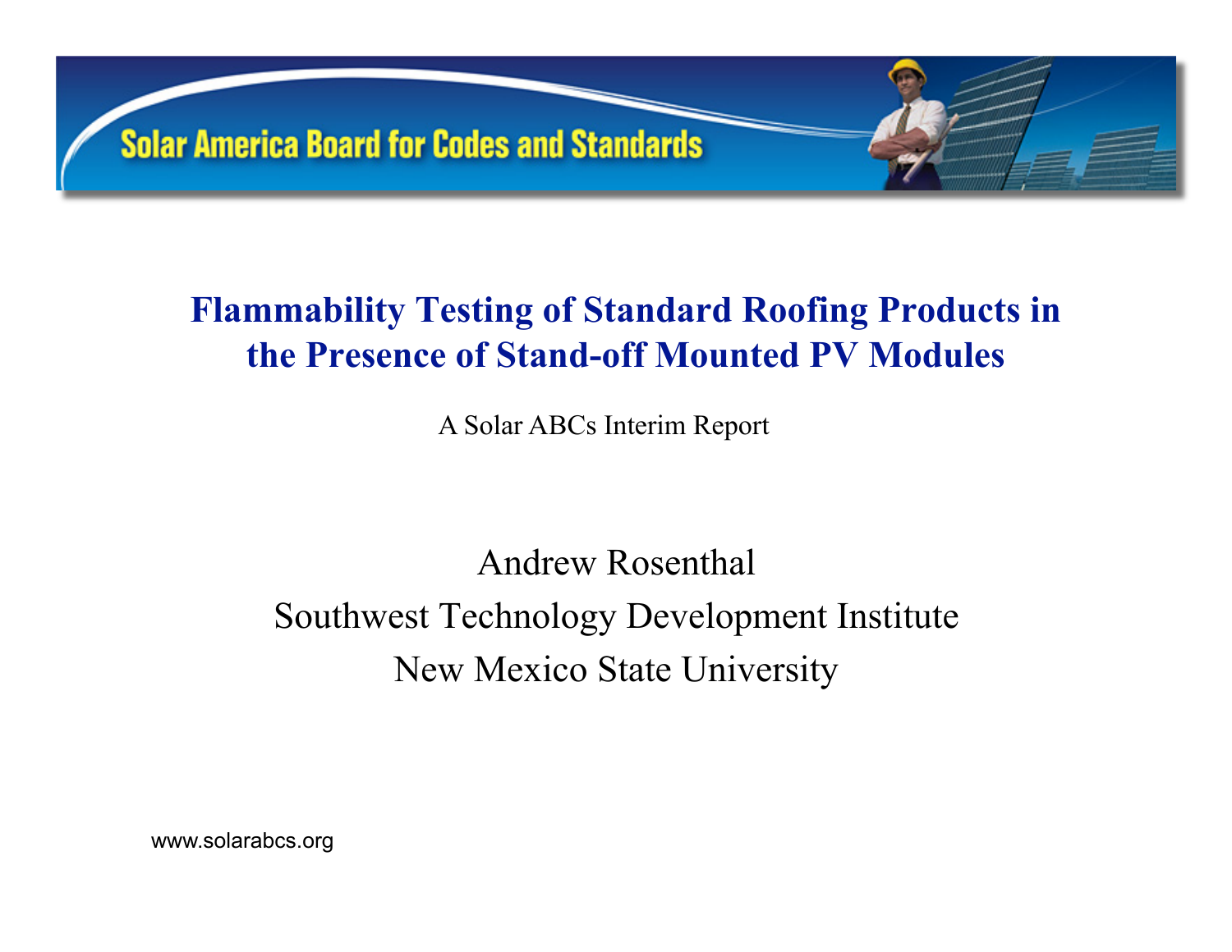Solar America Board for Codes and Standards

# Flammability Testing of Standard Roofing Products in the Presence of Stand-off Mounted PV Modules

A Solar ABCs Interim Report

Andrew Rosenthal

Southwest Technology Development Institute

New Mexico State University

www.solarabcs.org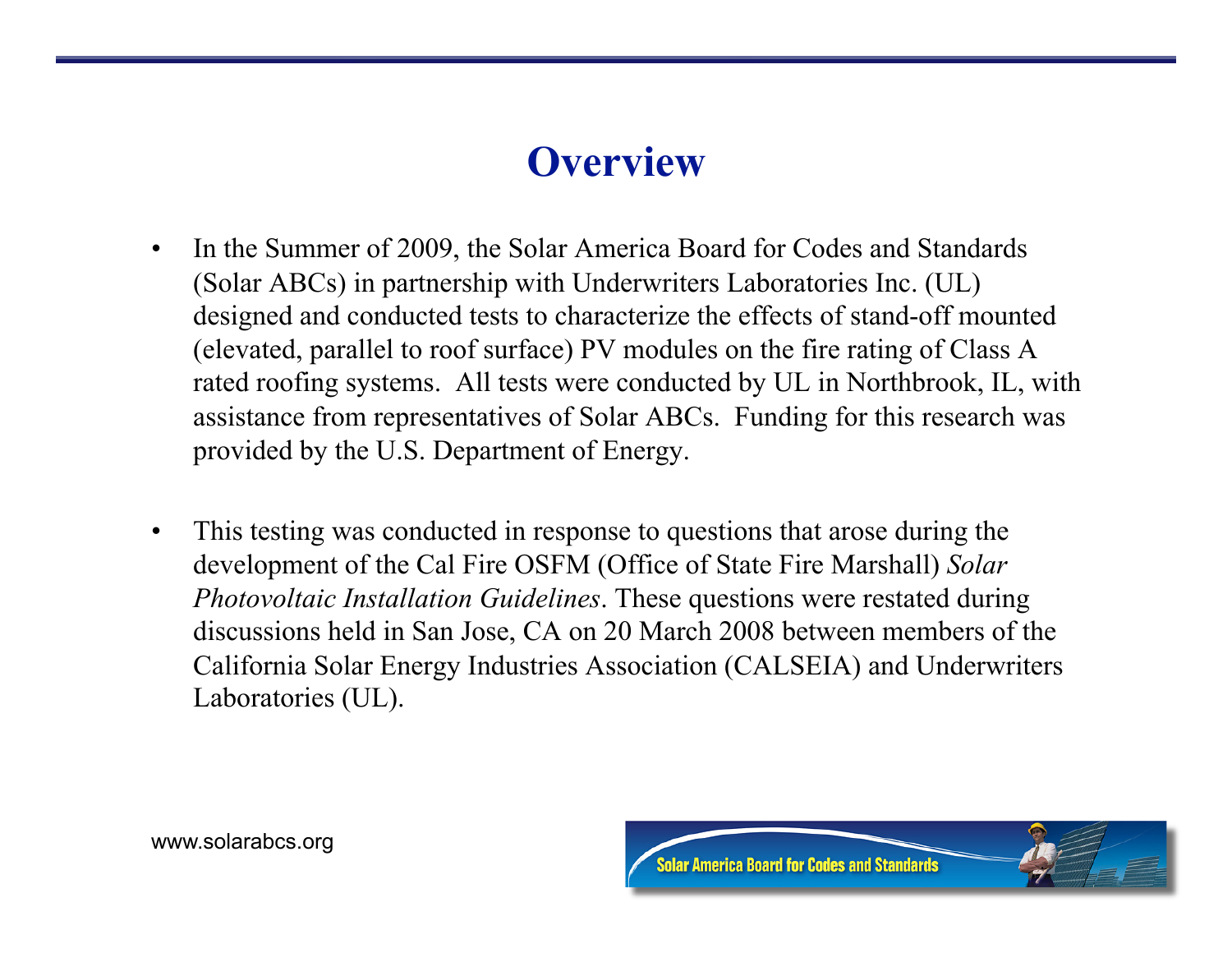# Overview

- In the Summer of 2009, the Solar America Board for Codes and Standards (Solar ABCs) in partnership with Underwriters Laboratories Inc. (UL) designed and conducted tests to characterize the effects of stand-off mounted (elevated, parallel to roof surface) PV modules on the fire rating of Class A rated roofing systems. All tests were conducted by UL in Northbrook, IL, with assistance from representatives of Solar ABCs. Funding for this research was provided by the U.S. Department of Energy.

- This testing was conducted in response to questions that arose during the development of the Cal Fire OSFM (Office of State Fire Marshall) *Solar Photovoltaic Installation Guidelines*. These questions were restated during discussions held in San Jose, CA on 20 March 2008 between members of the California Solar Energy Industries Association (CALSEIA) and Underwriters Laboratories (UL).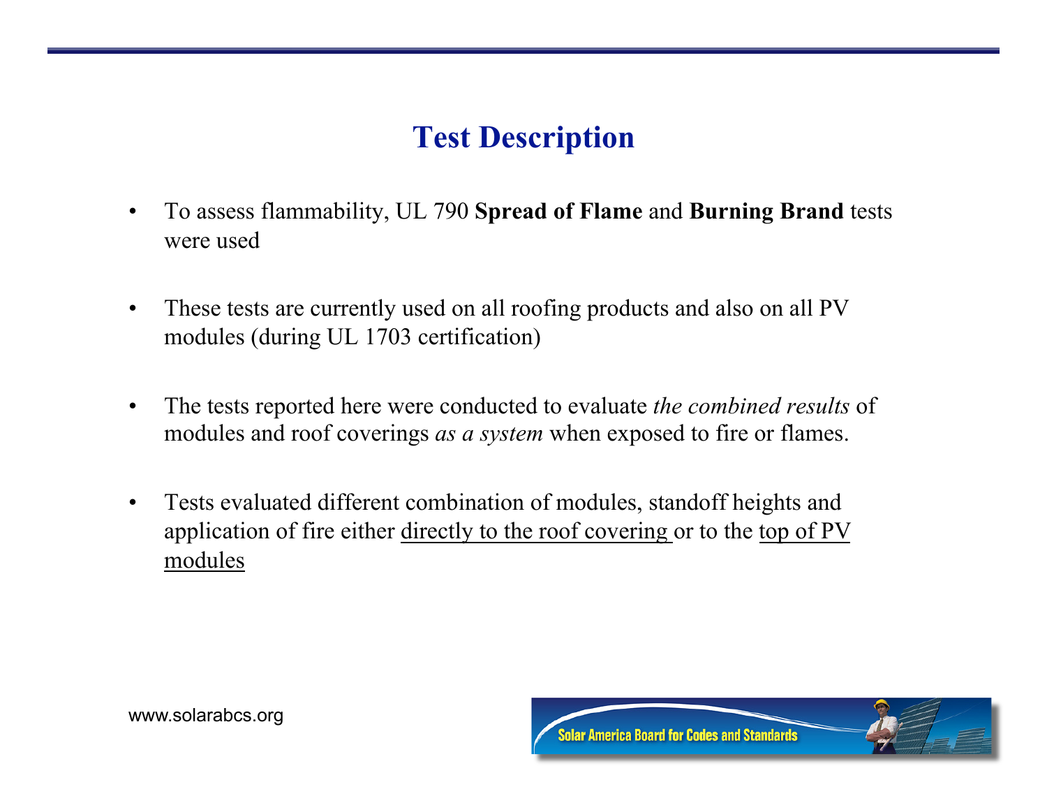# Test Description

- To assess flammability, UL 790 **Spread of Flame** and **Burning Brand** tests were used
- These tests are currently used on all roofing products and also on all PV modules (during UL 1703 certification)
- The tests reported here were conducted to evaluate *the combined results* of modules and roof coverings *as a system* when exposed to fire or flames.
- Tests evaluated different combination of modules, standoff heights and application of fire either <u>directly to the roof covering</u> or to the <u>top of PV modules</u>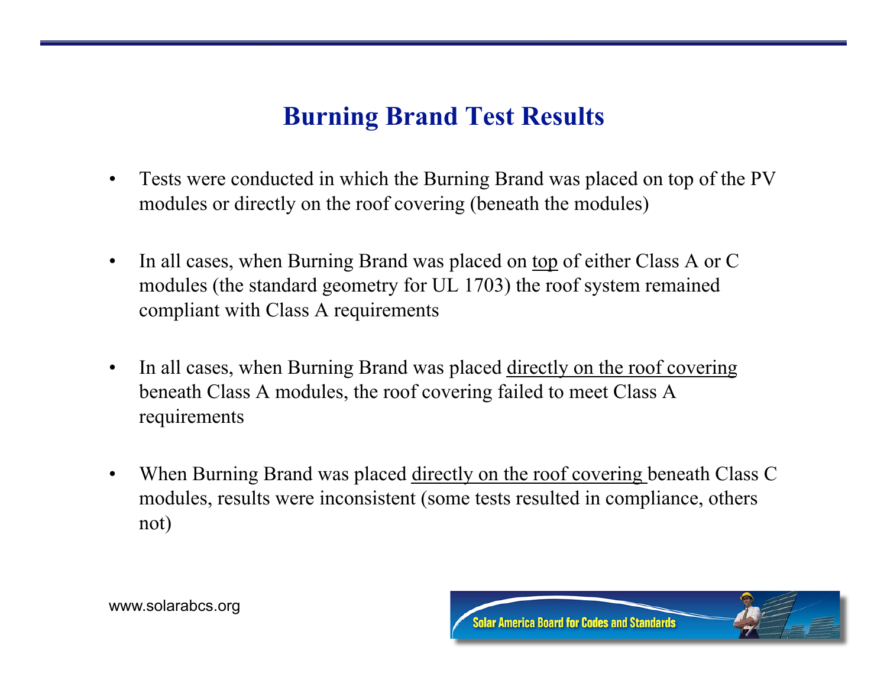# Burning Brand Test Results

- Tests were conducted in which the Burning Brand was placed on top of the PV modules or directly on the roof covering (beneath the modules)
- In all cases, when Burning Brand was placed on top of either Class A or C modules (the standard geometry for UL 1703) the roof system remained compliant with Class A requirements
- In all cases, when Burning Brand was placed directly on the roof covering beneath Class A modules, the roof covering failed to meet Class A requirements
- When Burning Brand was placed directly on the roof covering beneath Class C modules, results were inconsistent (some tests resulted in compliance, others not)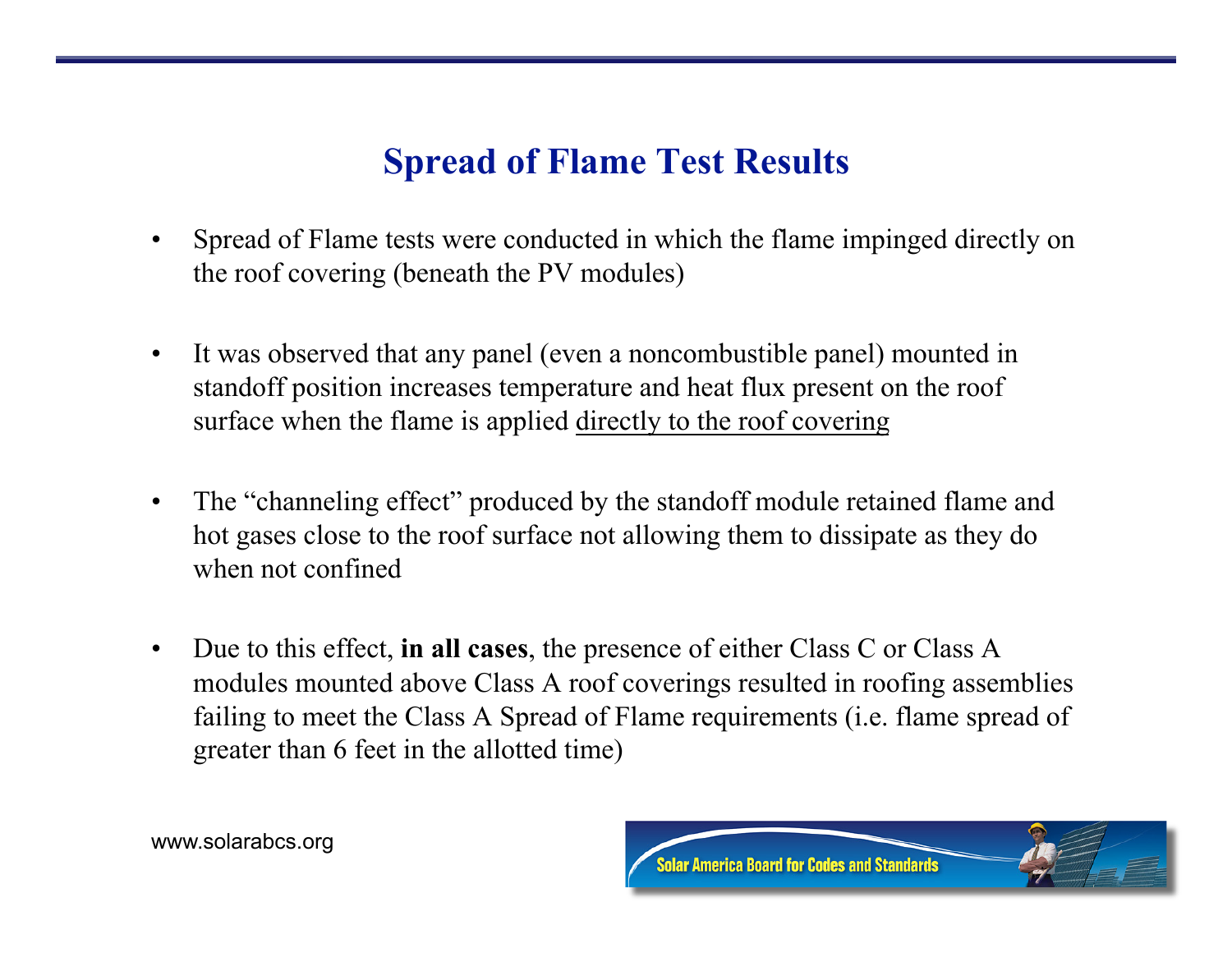# Spread of Flame Test Results

- Spread of Flame tests were conducted in which the flame impinged directly on the roof covering (beneath the PV modules)
- It was observed that any panel (even a noncombustible panel) mounted in standoff position increases temperature and heat flux present on the roof surface when the flame is applied <u>directly to the roof covering</u>
- The "channeling effect" produced by the standoff module retained flame and hot gases close to the roof surface not allowing them to dissipate as they do when not confined
- Due to this effect, **in all cases**, the presence of either Class C or Class A modules mounted above Class A roof coverings resulted in roofing assemblies failing to meet the Class A Spread of Flame requirements (i.e. flame spread of greater than 6 feet in the allotted time)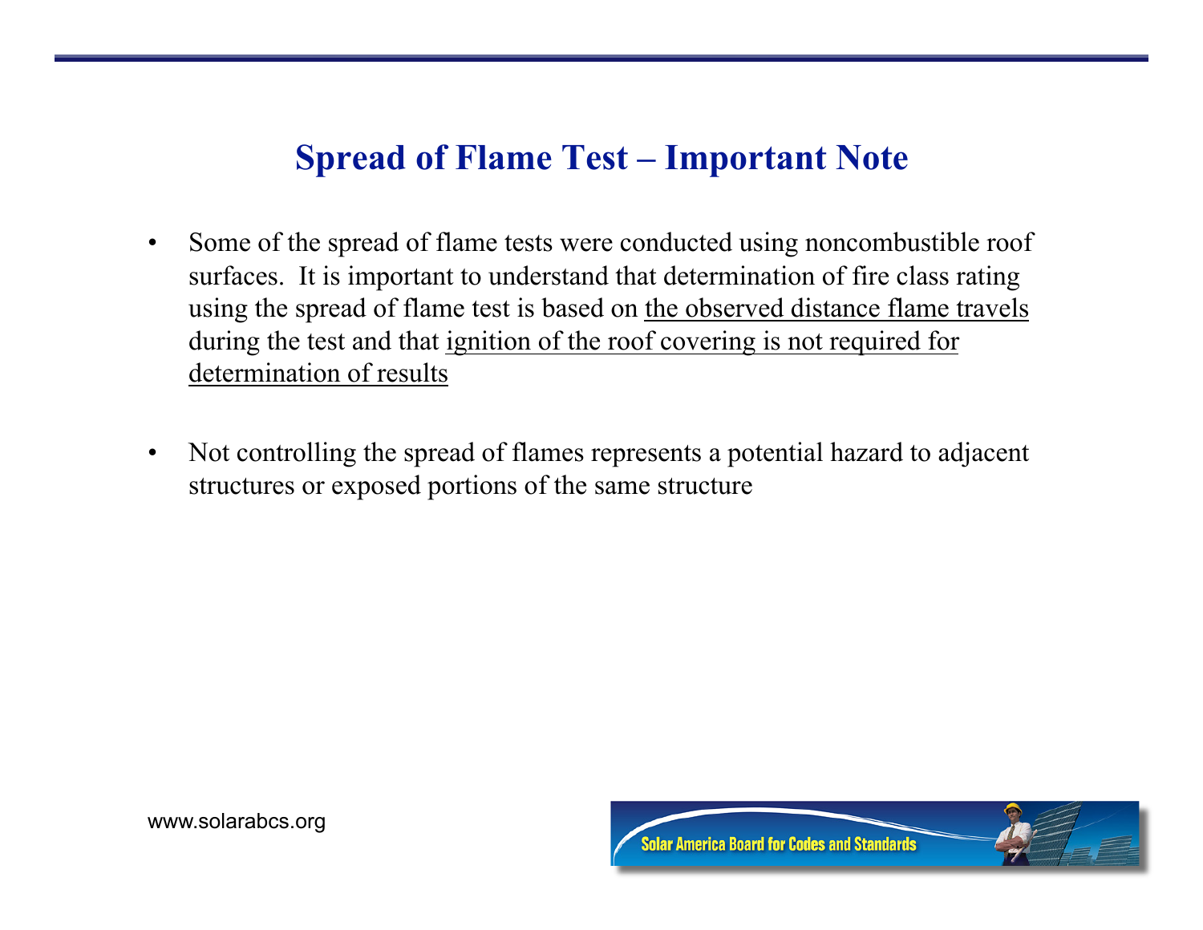# Spread of Flame Test – Important Note

- Some of the spread of flame tests were conducted using noncombustible roof surfaces. It is important to understand that determination of fire class rating using the spread of flame test is based on <u>the observed distance flame travels</u> during the test and that <u>ignition of the roof covering is not required for determination of results</u>

- Not controlling the spread of flames represents a potential hazard to adjacent structures or exposed portions of the same structure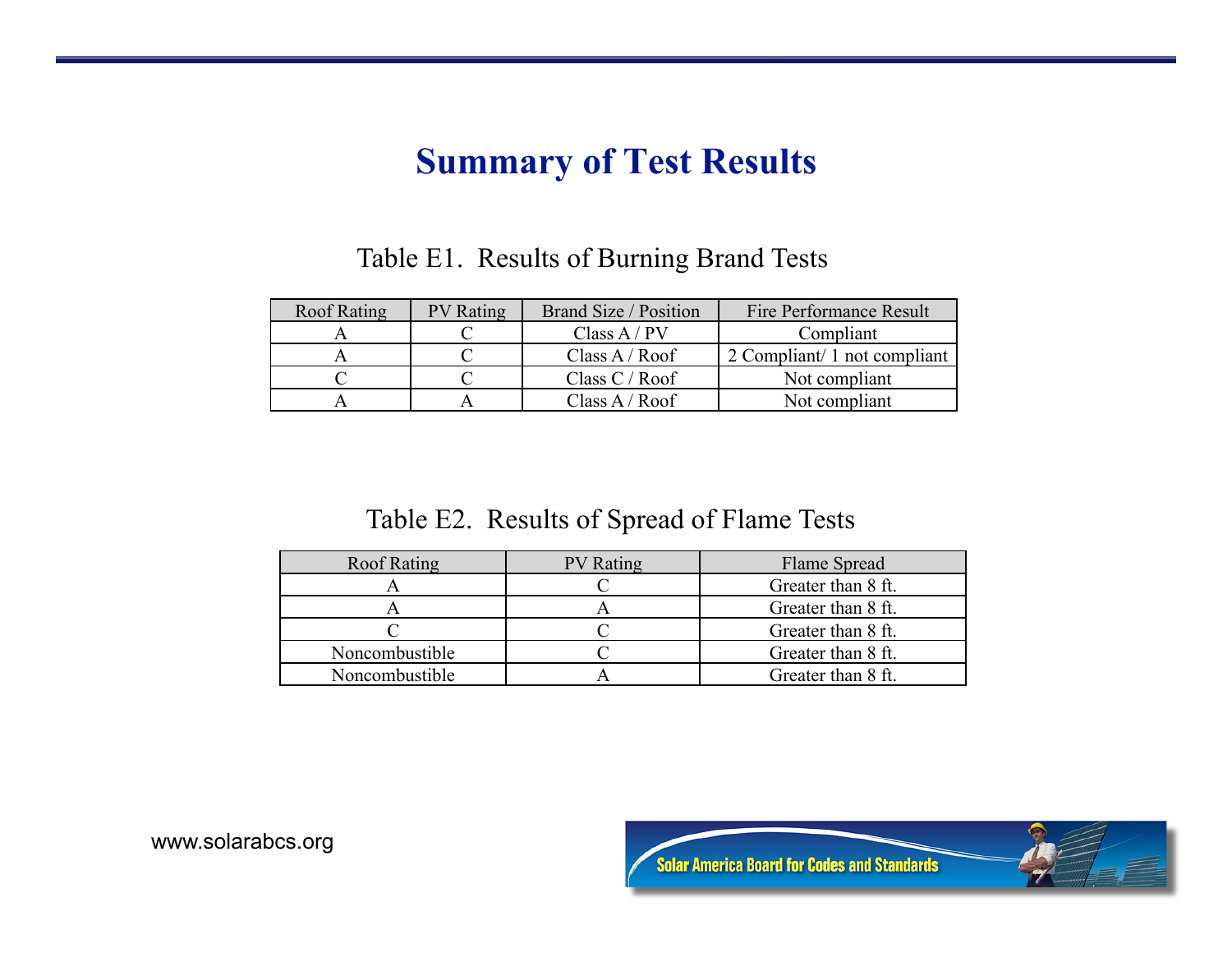# Summary of Test Results

Table E1. Results of Burning Brand Tests

| Roof Rating | PV Rating | Brand Size / Position | Fire Performance Result |
|---|---|---|---|
| A | C | Class A / PV | Compliant |
| A | C | Class A / Roof | 2 Compliant/ 1 not compliant |
| C | C | Class C / Roof | Not compliant |
| A | A | Class A / Roof | Not compliant |

Table E2. Results of Spread of Flame Tests

| Roof Rating | PV Rating | Flame Spread |
|---|---|---|
| A | C | Greater than 8 ft. |
| A | A | Greater than 8 ft. |
| C | C | Greater than 8 ft. |
| Noncombustible | C | Greater than 8 ft. |
| Noncombustible | A | Greater than 8 ft. |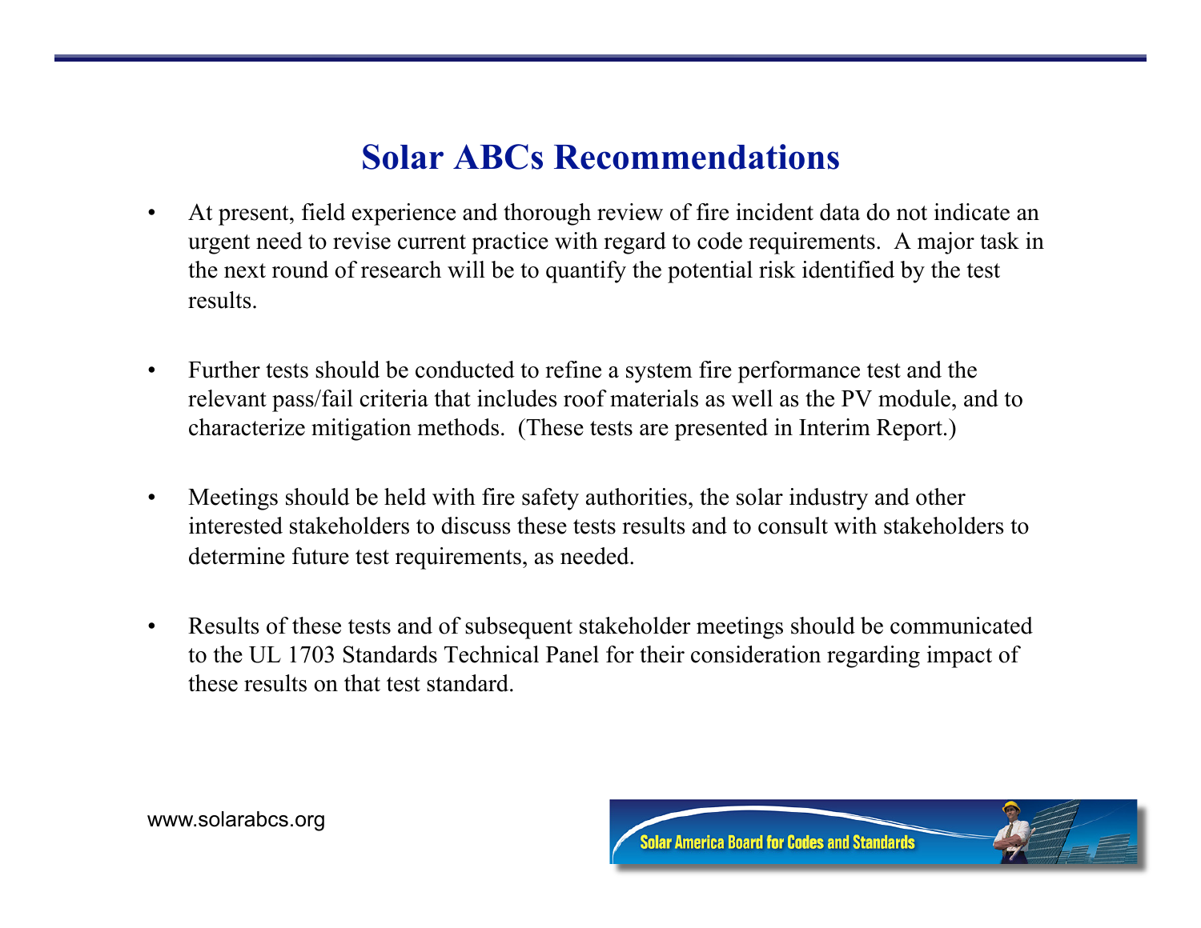# Solar ABCs Recommendations

- At present, field experience and thorough review of fire incident data do not indicate an urgent need to revise current practice with regard to code requirements. A major task in the next round of research will be to quantify the potential risk identified by the test results.

- Further tests should be conducted to refine a system fire performance test and the relevant pass/fail criteria that includes roof materials as well as the PV module, and to characterize mitigation methods. (These tests are presented in Interim Report.)

- Meetings should be held with fire safety authorities, the solar industry and other interested stakeholders to discuss these tests results and to consult with stakeholders to determine future test requirements, as needed.

- Results of these tests and of subsequent stakeholder meetings should be communicated to the UL 1703 Standards Technical Panel for their consideration regarding impact of these results on that test standard.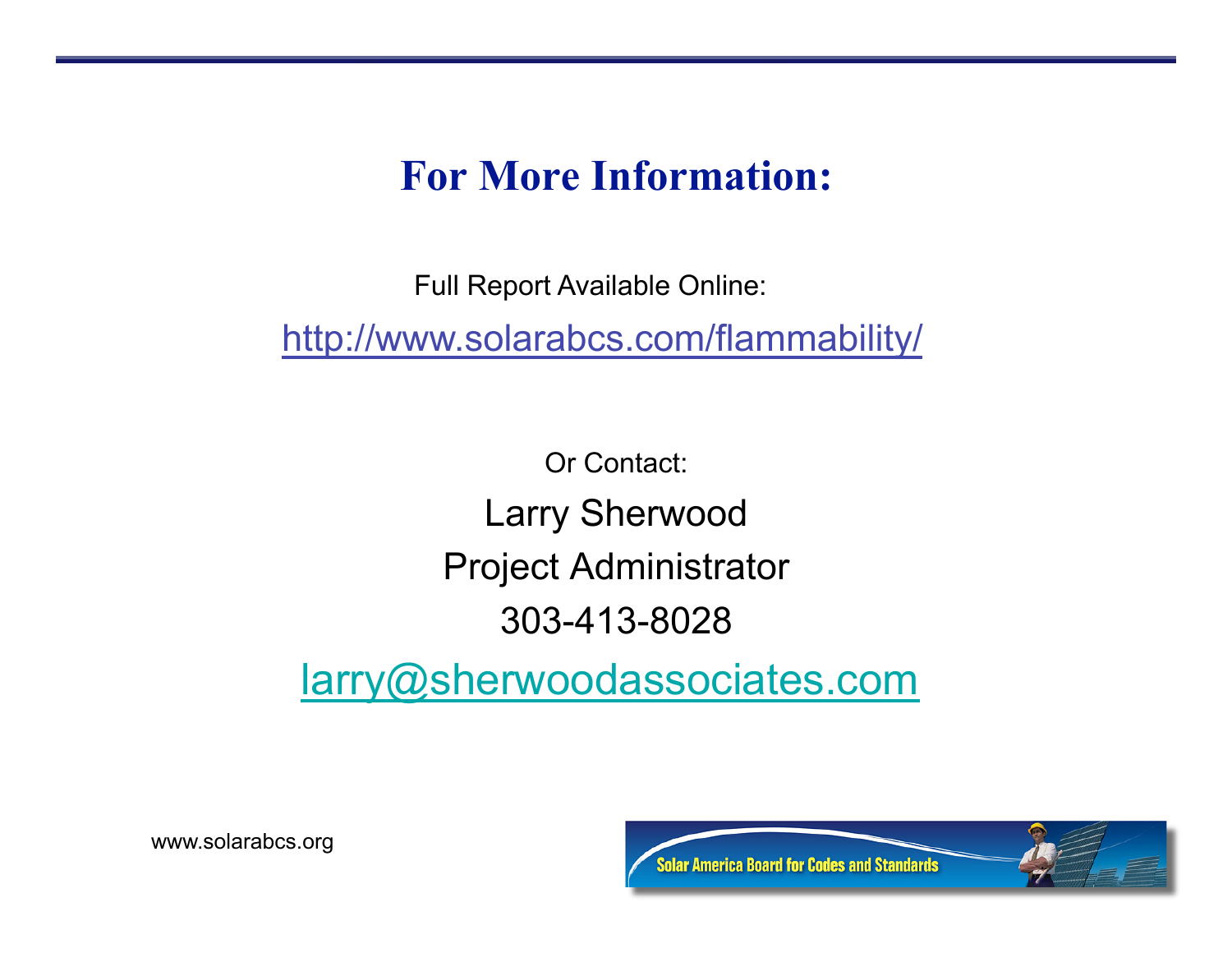# For More Information:

Full Report Available Online:

http://www.solarabcs.com/flammability/

Or Contact:

Larry Sherwood

Project Administrator

303-413-8028

larry@sherwoodassociates.com